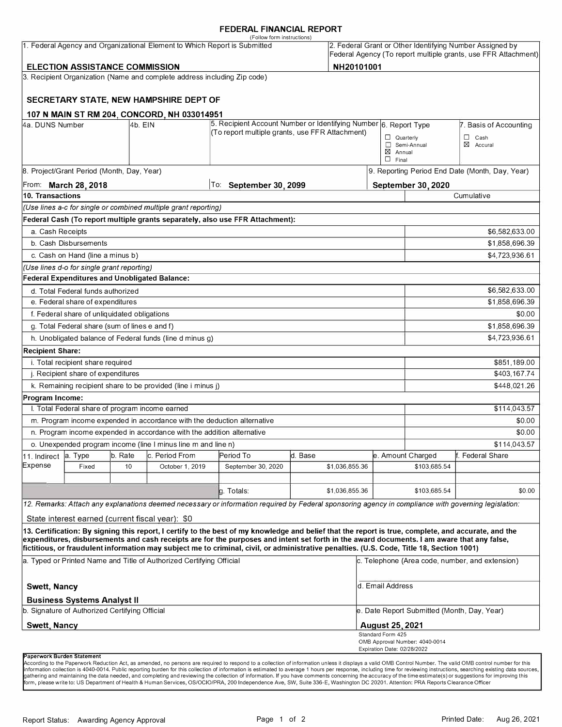# FEDERAL FINANCIAL REPORT

(Follow form instructions)

| 1. Federal Agency and Organizational Element to Which Report is Submitted | 2. Federal Grant or Other Identifying Number Assigned by Federal Agency (To report multiple grants, use FFR Attachment) |
|---|---|
| **ELECTION ASSISTANCE COMMISSION** | **NH20101001** |

**3. Recipient Organization (Name and complete address including Zip code)**

**SECRETARY STATE, NEW HAMPSHIRE DEPT OF**

**107 N MAIN ST RM 204, CONCORD, NH 033014951**

| 4a. DUNS Number | 4b. EIN | 5. Recipient Account Number or Identifying Number (To report multiple grants, use FFR Attachment) | 6. Report Type | 7. Basis of Accounting |
|---|---|---|---|---|
| | | | ☐ Quarterly<br>☐ Semi-Annual<br>☒ Annual<br>☐ Final | ☐ Cash<br>☒ Accural |

| 8. Project/Grant Period (Month, Day, Year) | | 9. Reporting Period End Date (Month, Day, Year) |
|---|---|---|
| From: **March 28, 2018** | To: **September 30, 2099** | **September 30, 2020** |

| 10. Transactions | Cumulative |
|---|---|
| *(Use lines a-c for single or combined multiple grant reporting)* | |
| **Federal Cash (To report multiple grants separately, also use FFR Attachment):** | |
| a. Cash Receipts | $6,582,633.00 |
| b. Cash Disbursements | $1,858,696.39 |
| c. Cash on Hand (line a minus b) | $4,723,936.61 |
| *(Use lines d-o for single grant reporting)* | |
| **Federal Expenditures and Unobligated Balance:** | |
| d. Total Federal funds authorized | $6,582,633.00 |
| e. Federal share of expenditures | $1,858,696.39 |
| f. Federal share of unliquidated obligations | $0.00 |
| g. Total Federal share (sum of lines e and f) | $1,858,696.39 |
| h. Unobligated balance of Federal funds (line d minus g) | $4,723,936.61 |
| **Recipient Share:** | |
| i. Total recipient share required | $851,189.00 |
| j. Recipient share of expenditures | $403,167.74 |
| k. Remaining recipient share to be provided (line i minus j) | $448,021.26 |
| **Program Income:** | |
| l. Total Federal share of program income earned | $114,043.57 |
| m. Program income expended in accordance with the deduction alternative | $0.00 |
| n. Program income expended in accordance with the addition alternative | $0.00 |
| o. Unexpended program income (line l minus line m and line n) | $114,043.57 |

| 11. Indirect Expense | a. Type | b. Rate | c. Period From | Period To | d. Base | e. Amount Charged | f. Federal Share |
|---|---|---|---|---|---|---|---|
| | Fixed | 10 | October 1, 2019 | September 30, 2020 | $1,036,855.36 | $103,685.54 | |
| | | | | | | | |
| | | | | g. Totals: | $1,036,855.36 | $103,685.54 | $0.00 |

*12. Remarks: Attach any explanations deemed necessary or information required by Federal sponsoring agency in compliance with governing legislation:*

State interest earned (current fiscal year): $0

**13. Certification: By signing this report, I certify to the best of my knowledge and belief that the report is true, complete, and accurate, and the expenditures, disbursements and cash receipts are for the purposes and intent set forth in the award documents. I am aware that any false, fictitious, or fraudulent information may subject me to criminal, civil, or administrative penalties. (U.S. Code, Title 18, Section 1001)**

| a. Typed or Printed Name and Title of Authorized Certifying Official | c. Telephone (Area code, number, and extension) |
|---|---|
| **Swett, Nancy**<br>**Business Systems Analyst II** | d. Email Address |
| **b. Signature of Authorized Certifying Official** | **e. Date Report Submitted (Month, Day, Year)** |
| **Swett, Nancy** | **August 25, 2021** |

Standard Form 425
OMB Approval Number: 4040-0014
Expiration Date: 02/28/2022

**Paperwork Burden Statement**

According to the Paperwork Reduction Act, as amended, no persons are required to respond to a collection of information unless it displays a valid OMB Control Number. The valid OMB control number for this information collection is 4040-0014. Public reporting burden for this collection of information is estimated to average 1 hours per response, including time for reviewing instructions, searching existing data sources, gathering and maintaining the data needed, and completing and reviewing the collection of information. If you have comments concerning the accuracy of the time estimate(s) or suggestions for improving this form, please write to: US Department of Health & Human Services, OS/OCIO/PRA, 200 Independence Ave, SW, Suite 336-E, Washington DC 20201. Attention: PRA Reports Clearance Officer

Report Status: Awarding Agency Approval

Printed Date: Aug 26, 2021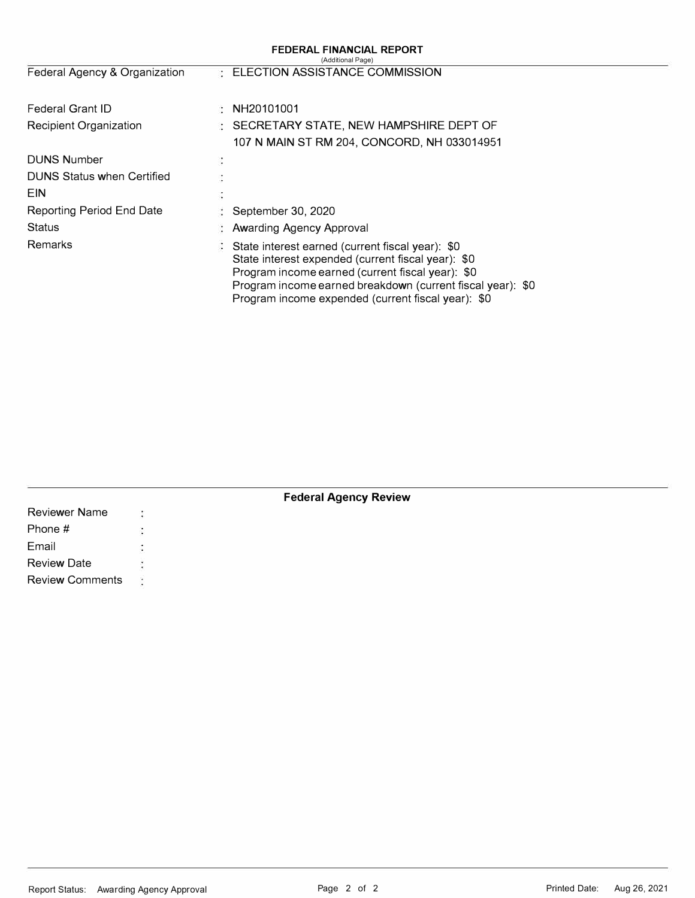# FEDERAL FINANCIAL REPORT

(Additional Page)

| | | |
|---|---|---|
| Federal Agency & Organization | : | ELECTION ASSISTANCE COMMISSION |
| Federal Grant ID | : | NH20101001 |
| Recipient Organization | : | SECRETARY STATE, NEW HAMPSHIRE DEPT OF<br>107 N MAIN ST RM 204, CONCORD, NH 033014951 |
| DUNS Number | : | |
| DUNS Status when Certified | : | |
| EIN | : | |
| Reporting Period End Date | : | September 30, 2020 |
| Status | : | Awarding Agency Approval |
| Remarks | : | State interest earned (current fiscal year): $0<br>State interest expended (current fiscal year): $0<br>Program income earned (current fiscal year): $0<br>Program income earned breakdown (current fiscal year): $0<br>Program income expended (current fiscal year): $0 |

## Federal Agency Review

| | | |
|---|---|---|
| Reviewer Name | : | |
| Phone # | : | |
| Email | : | |
| Review Date | : | |
| Review Comments | : | |

Report Status: Awarding Agency Approval

Printed Date: Aug 26, 2021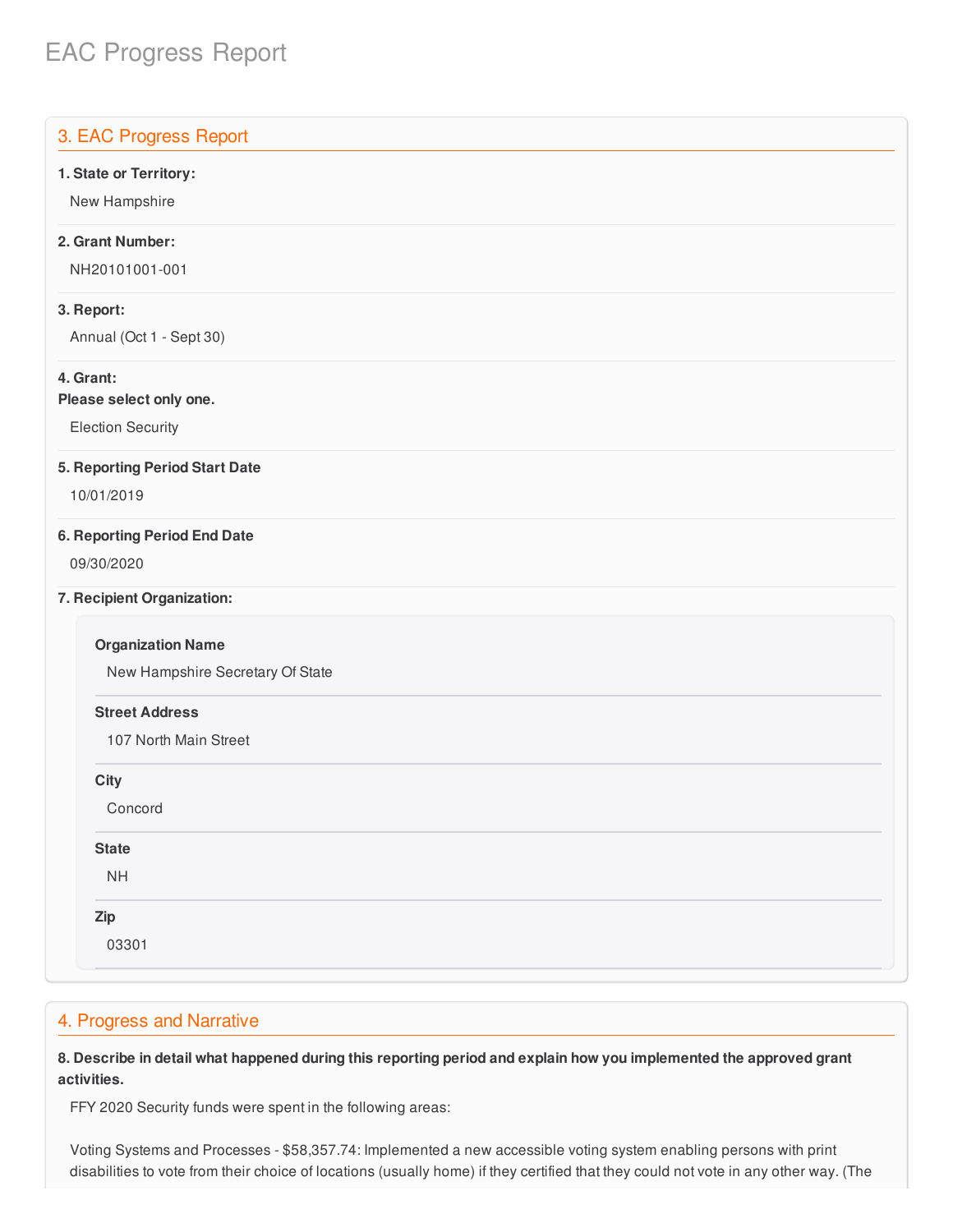# EAC Progress Report

## 3. EAC Progress Report

**1. State or Territory:**

New Hampshire

**2. Grant Number:**

NH20101001-001

**3. Report:**

Annual (Oct 1 - Sept 30)

**4. Grant:**
**Please select only one.**

Election Security

**5. Reporting Period Start Date**

10/01/2019

**6. Reporting Period End Date**

09/30/2020

**7. Recipient Organization:**

**Organization Name**

New Hampshire Secretary Of State

**Street Address**

107 North Main Street

**City**

Concord

**State**

NH

**Zip**

03301

## 4. Progress and Narrative

**8. Describe in detail what happened during this reporting period and explain how you implemented the approved grant activities.**

FFY 2020 Security funds were spent in the following areas:

Voting Systems and Processes - $58,357.74: Implemented a new accessible voting system enabling persons with print disabilities to vote from their choice of locations (usually home) if they certified that they could not vote in any other way. (The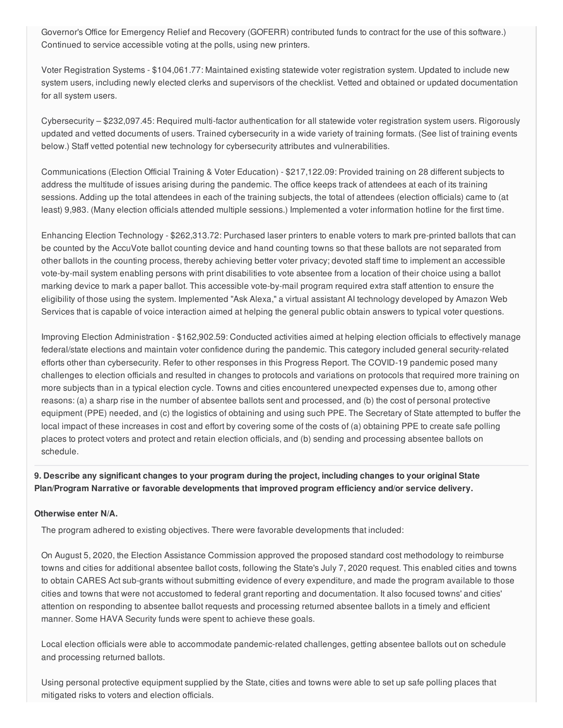Governor's Office for Emergency Relief and Recovery (GOFERR) contributed funds to contract for the use of this software.) Continued to service accessible voting at the polls, using new printers.

Voter Registration Systems - $104,061.77: Maintained existing statewide voter registration system. Updated to include new system users, including newly elected clerks and supervisors of the checklist. Vetted and obtained or updated documentation for all system users.

Cybersecurity – $232,097.45: Required multi-factor authentication for all statewide voter registration system users. Rigorously updated and vetted documents of users. Trained cybersecurity in a wide variety of training formats. (See list of training events below.) Staff vetted potential new technology for cybersecurity attributes and vulnerabilities.

Communications (Election Official Training & Voter Education) - $217,122.09: Provided training on 28 different subjects to address the multitude of issues arising during the pandemic. The office keeps track of attendees at each of its training sessions. Adding up the total attendees in each of the training subjects, the total of attendees (election officials) came to (at least) 9,983. (Many election officials attended multiple sessions.) Implemented a voter information hotline for the first time.

Enhancing Election Technology - $262,313.72: Purchased laser printers to enable voters to mark pre-printed ballots that can be counted by the AccuVote ballot counting device and hand counting towns so that these ballots are not separated from other ballots in the counting process, thereby achieving better voter privacy; devoted staff time to implement an accessible vote-by-mail system enabling persons with print disabilities to vote absentee from a location of their choice using a ballot marking device to mark a paper ballot. This accessible vote-by-mail program required extra staff attention to ensure the eligibility of those using the system. Implemented "Ask Alexa," a virtual assistant AI technology developed by Amazon Web Services that is capable of voice interaction aimed at helping the general public obtain answers to typical voter questions.

Improving Election Administration - $162,902.59: Conducted activities aimed at helping election officials to effectively manage federal/state elections and maintain voter confidence during the pandemic. This category included general security-related efforts other than cybersecurity. Refer to other responses in this Progress Report. The COVID-19 pandemic posed many challenges to election officials and resulted in changes to protocols and variations on protocols that required more training on more subjects than in a typical election cycle. Towns and cities encountered unexpected expenses due to, among other reasons: (a) a sharp rise in the number of absentee ballots sent and processed, and (b) the cost of personal protective equipment (PPE) needed, and (c) the logistics of obtaining and using such PPE. The Secretary of State attempted to buffer the local impact of these increases in cost and effort by covering some of the costs of (a) obtaining PPE to create safe polling places to protect voters and protect and retain election officials, and (b) sending and processing absentee ballots on schedule.

**9. Describe any significant changes to your program during the project, including changes to your original State Plan/Program Narrative or favorable developments that improved program efficiency and/or service delivery.**

**Otherwise enter N/A.**

The program adhered to existing objectives. There were favorable developments that included:

On August 5, 2020, the Election Assistance Commission approved the proposed standard cost methodology to reimburse towns and cities for additional absentee ballot costs, following the State's July 7, 2020 request. This enabled cities and towns to obtain CARES Act sub-grants without submitting evidence of every expenditure, and made the program available to those cities and towns that were not accustomed to federal grant reporting and documentation. It also focused towns' and cities' attention on responding to absentee ballot requests and processing returned absentee ballots in a timely and efficient manner. Some HAVA Security funds were spent to achieve these goals.

Local election officials were able to accommodate pandemic-related challenges, getting absentee ballots out on schedule and processing returned ballots.

Using personal protective equipment supplied by the State, cities and towns were able to set up safe polling places that mitigated risks to voters and election officials.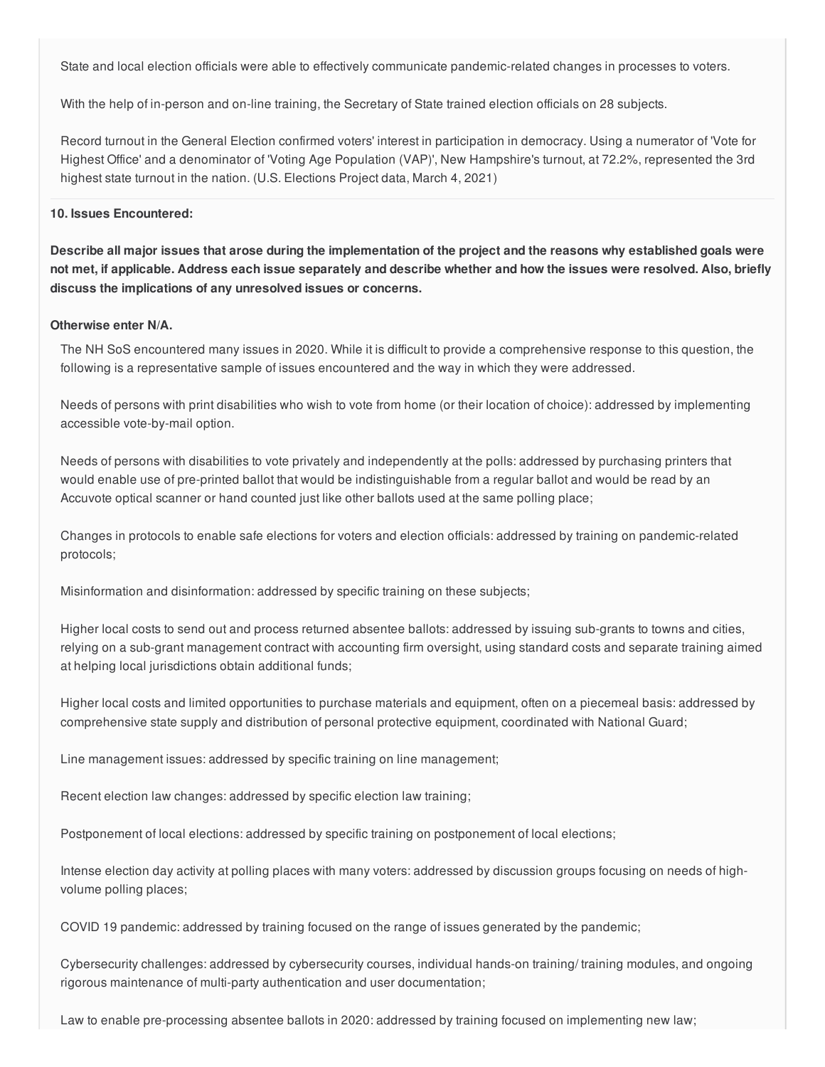State and local election officials were able to effectively communicate pandemic-related changes in processes to voters.

With the help of in-person and on-line training, the Secretary of State trained election officials on 28 subjects.

Record turnout in the General Election confirmed voters' interest in participation in democracy. Using a numerator of 'Vote for Highest Office' and a denominator of 'Voting Age Population (VAP)', New Hampshire's turnout, at 72.2%, represented the 3rd highest state turnout in the nation. (U.S. Elections Project data, March 4, 2021)

**10. Issues Encountered:**

**Describe all major issues that arose during the implementation of the project and the reasons why established goals were not met, if applicable. Address each issue separately and describe whether and how the issues were resolved. Also, briefly discuss the implications of any unresolved issues or concerns.**

**Otherwise enter N/A.**

The NH SoS encountered many issues in 2020. While it is difficult to provide a comprehensive response to this question, the following is a representative sample of issues encountered and the way in which they were addressed.

Needs of persons with print disabilities who wish to vote from home (or their location of choice): addressed by implementing accessible vote-by-mail option.

Needs of persons with disabilities to vote privately and independently at the polls: addressed by purchasing printers that would enable use of pre-printed ballot that would be indistinguishable from a regular ballot and would be read by an Accuvote optical scanner or hand counted just like other ballots used at the same polling place;

Changes in protocols to enable safe elections for voters and election officials: addressed by training on pandemic-related protocols;

Misinformation and disinformation: addressed by specific training on these subjects;

Higher local costs to send out and process returned absentee ballots: addressed by issuing sub-grants to towns and cities, relying on a sub-grant management contract with accounting firm oversight, using standard costs and separate training aimed at helping local jurisdictions obtain additional funds;

Higher local costs and limited opportunities to purchase materials and equipment, often on a piecemeal basis: addressed by comprehensive state supply and distribution of personal protective equipment, coordinated with National Guard;

Line management issues: addressed by specific training on line management;

Recent election law changes: addressed by specific election law training;

Postponement of local elections: addressed by specific training on postponement of local elections;

Intense election day activity at polling places with many voters: addressed by discussion groups focusing on needs of high-volume polling places;

COVID 19 pandemic: addressed by training focused on the range of issues generated by the pandemic;

Cybersecurity challenges: addressed by cybersecurity courses, individual hands-on training/ training modules, and ongoing rigorous maintenance of multi-party authentication and user documentation;

Law to enable pre-processing absentee ballots in 2020: addressed by training focused on implementing new law;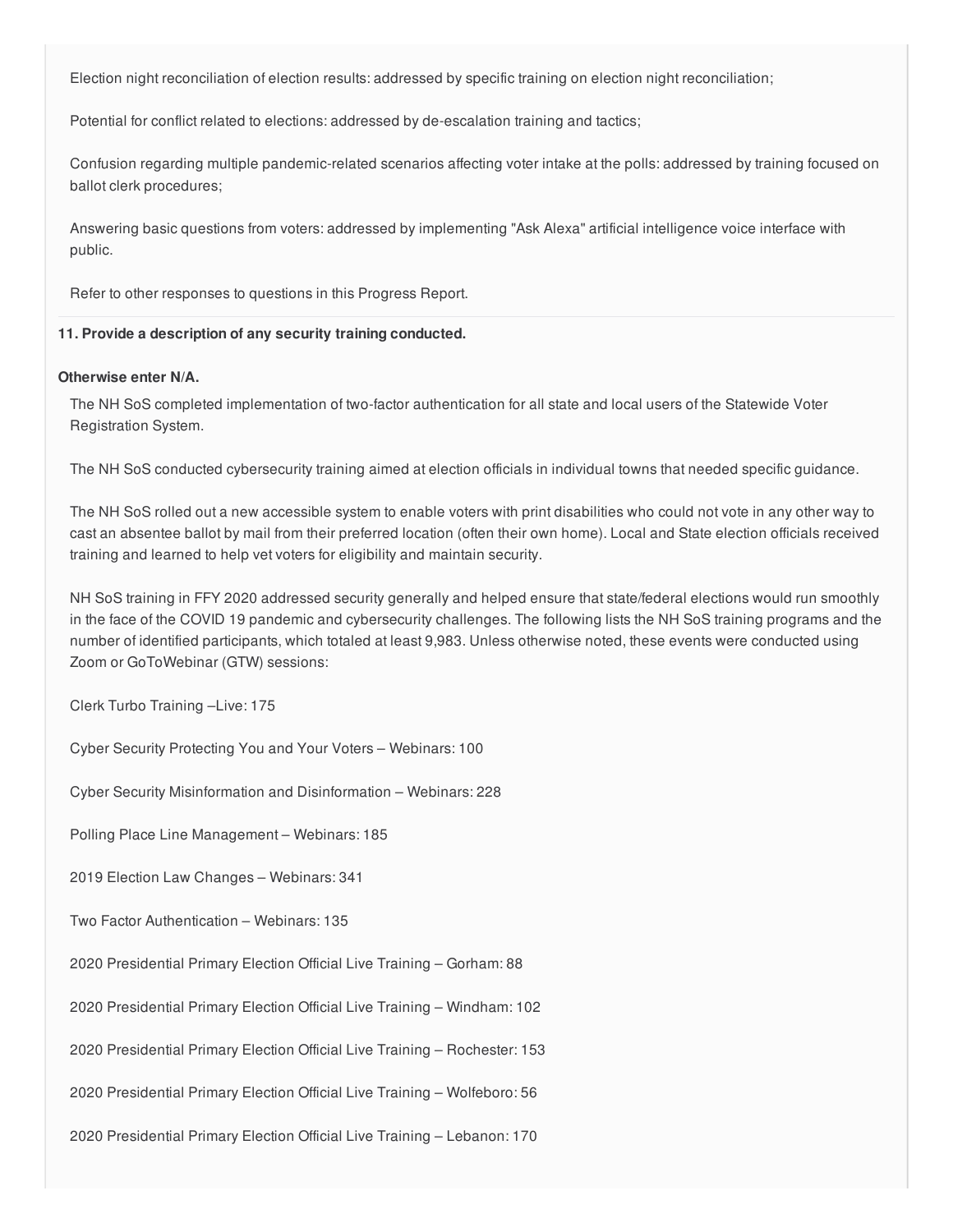Election night reconciliation of election results: addressed by specific training on election night reconciliation;

Potential for conflict related to elections: addressed by de-escalation training and tactics;

Confusion regarding multiple pandemic-related scenarios affecting voter intake at the polls: addressed by training focused on ballot clerk procedures;

Answering basic questions from voters: addressed by implementing "Ask Alexa" artificial intelligence voice interface with public.

Refer to other responses to questions in this Progress Report.

---

**11. Provide a description of any security training conducted.**

**Otherwise enter N/A.**

The NH SoS completed implementation of two-factor authentication for all state and local users of the Statewide Voter Registration System.

The NH SoS conducted cybersecurity training aimed at election officials in individual towns that needed specific guidance.

The NH SoS rolled out a new accessible system to enable voters with print disabilities who could not vote in any other way to cast an absentee ballot by mail from their preferred location (often their own home). Local and State election officials received training and learned to help vet voters for eligibility and maintain security.

NH SoS training in FFY 2020 addressed security generally and helped ensure that state/federal elections would run smoothly in the face of the COVID 19 pandemic and cybersecurity challenges. The following lists the NH SoS training programs and the number of identified participants, which totaled at least 9,983. Unless otherwise noted, these events were conducted using Zoom or GoToWebinar (GTW) sessions:

Clerk Turbo Training –Live: 175

Cyber Security Protecting You and Your Voters – Webinars: 100

Cyber Security Misinformation and Disinformation – Webinars: 228

Polling Place Line Management – Webinars: 185

2019 Election Law Changes – Webinars: 341

Two Factor Authentication – Webinars: 135

2020 Presidential Primary Election Official Live Training – Gorham: 88

2020 Presidential Primary Election Official Live Training – Windham: 102

2020 Presidential Primary Election Official Live Training – Rochester: 153

2020 Presidential Primary Election Official Live Training – Wolfeboro: 56

2020 Presidential Primary Election Official Live Training – Lebanon: 170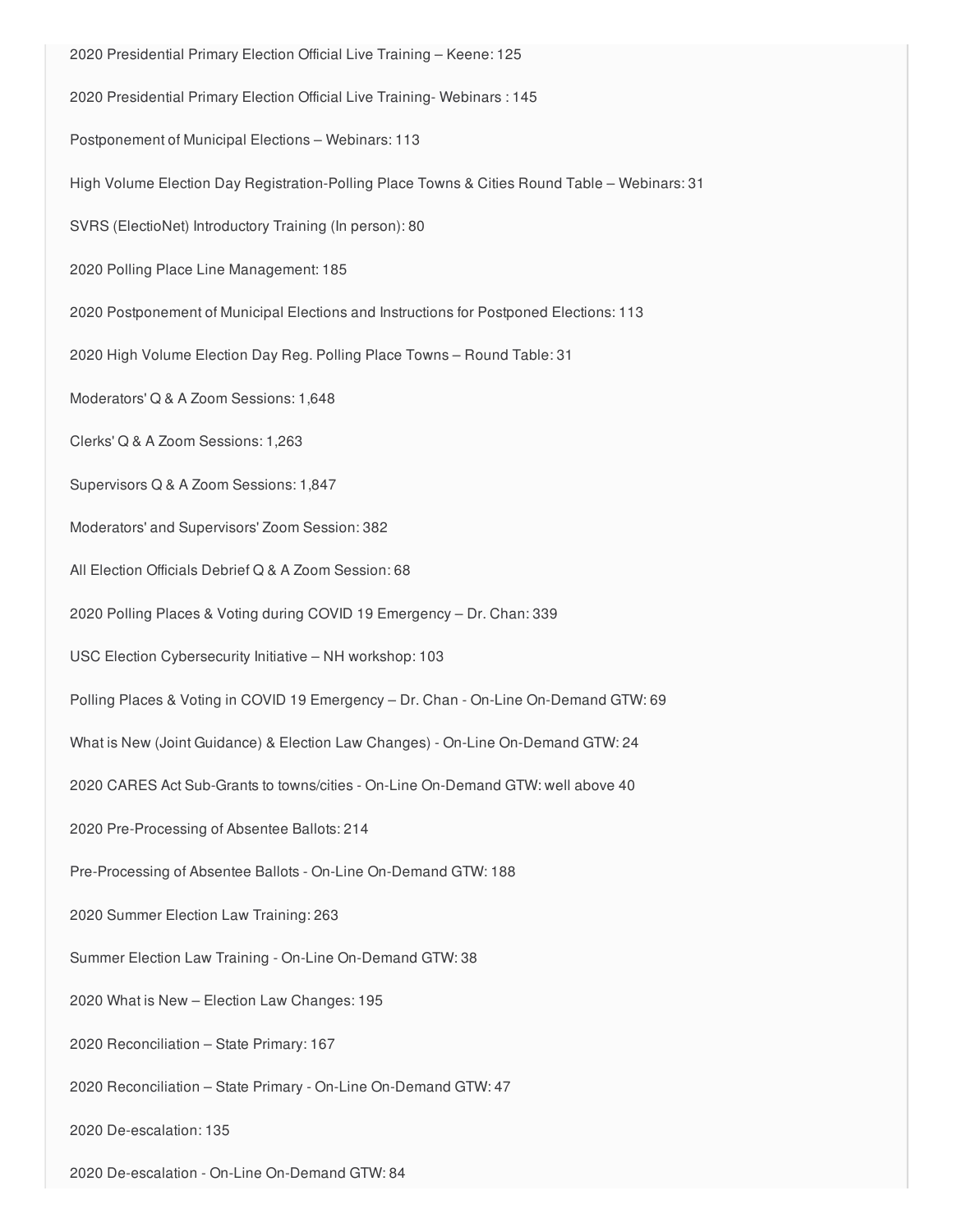2020 Presidential Primary Election Official Live Training – Keene: 125

2020 Presidential Primary Election Official Live Training- Webinars : 145

Postponement of Municipal Elections – Webinars: 113

High Volume Election Day Registration-Polling Place Towns & Cities Round Table – Webinars: 31

SVRS (ElectioNet) Introductory Training (In person): 80

2020 Polling Place Line Management: 185

2020 Postponement of Municipal Elections and Instructions for Postponed Elections: 113

2020 High Volume Election Day Reg. Polling Place Towns – Round Table: 31

Moderators' Q & A Zoom Sessions: 1,648

Clerks' Q & A Zoom Sessions: 1,263

Supervisors Q & A Zoom Sessions: 1,847

Moderators' and Supervisors' Zoom Session: 382

All Election Officials Debrief Q & A Zoom Session: 68

2020 Polling Places & Voting during COVID 19 Emergency – Dr. Chan: 339

USC Election Cybersecurity Initiative – NH workshop: 103

Polling Places & Voting in COVID 19 Emergency – Dr. Chan - On-Line On-Demand GTW: 69

What is New (Joint Guidance) & Election Law Changes) - On-Line On-Demand GTW: 24

2020 CARES Act Sub-Grants to towns/cities - On-Line On-Demand GTW: well above 40

2020 Pre-Processing of Absentee Ballots: 214

Pre-Processing of Absentee Ballots - On-Line On-Demand GTW: 188

2020 Summer Election Law Training: 263

Summer Election Law Training - On-Line On-Demand GTW: 38

2020 What is New – Election Law Changes: 195

2020 Reconciliation – State Primary: 167

2020 Reconciliation – State Primary - On-Line On-Demand GTW: 47

2020 De-escalation: 135

2020 De-escalation - On-Line On-Demand GTW: 84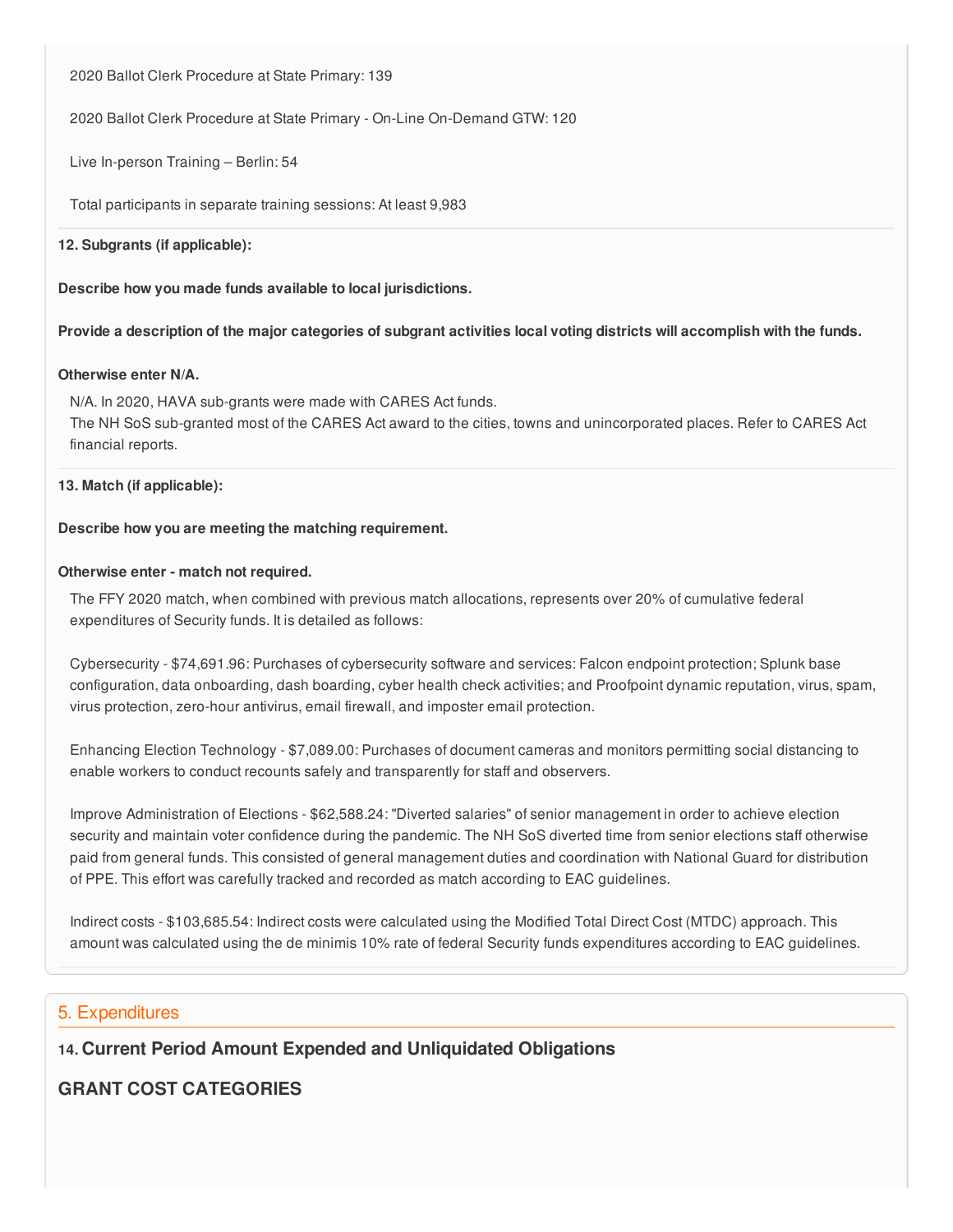2020 Ballot Clerk Procedure at State Primary: 139

2020 Ballot Clerk Procedure at State Primary - On-Line On-Demand GTW: 120

Live In-person Training – Berlin: 54

Total participants in separate training sessions: At least 9,983

**12. Subgrants (if applicable):**

**Describe how you made funds available to local jurisdictions.**

**Provide a description of the major categories of subgrant activities local voting districts will accomplish with the funds.**

**Otherwise enter N/A.**

N/A. In 2020, HAVA sub-grants were made with CARES Act funds.
The NH SoS sub-granted most of the CARES Act award to the cities, towns and unincorporated places. Refer to CARES Act financial reports.

**13. Match (if applicable):**

**Describe how you are meeting the matching requirement.**

**Otherwise enter - match not required.**

The FFY 2020 match, when combined with previous match allocations, represents over 20% of cumulative federal expenditures of Security funds. It is detailed as follows:

Cybersecurity - $74,691.96: Purchases of cybersecurity software and services: Falcon endpoint protection; Splunk base configuration, data onboarding, dash boarding, cyber health check activities; and Proofpoint dynamic reputation, virus, spam, virus protection, zero-hour antivirus, email firewall, and imposter email protection.

Enhancing Election Technology - $7,089.00: Purchases of document cameras and monitors permitting social distancing to enable workers to conduct recounts safely and transparently for staff and observers.

Improve Administration of Elections - $62,588.24: "Diverted salaries" of senior management in order to achieve election security and maintain voter confidence during the pandemic. The NH SoS diverted time from senior elections staff otherwise paid from general funds. This consisted of general management duties and coordination with National Guard for distribution of PPE. This effort was carefully tracked and recorded as match according to EAC guidelines.

Indirect costs - $103,685.54: Indirect costs were calculated using the Modified Total Direct Cost (MTDC) approach. This amount was calculated using the de minimis 10% rate of federal Security funds expenditures according to EAC guidelines.

## 5. Expenditures

### 14. Current Period Amount Expended and Unliquidated Obligations

### GRANT COST CATEGORIES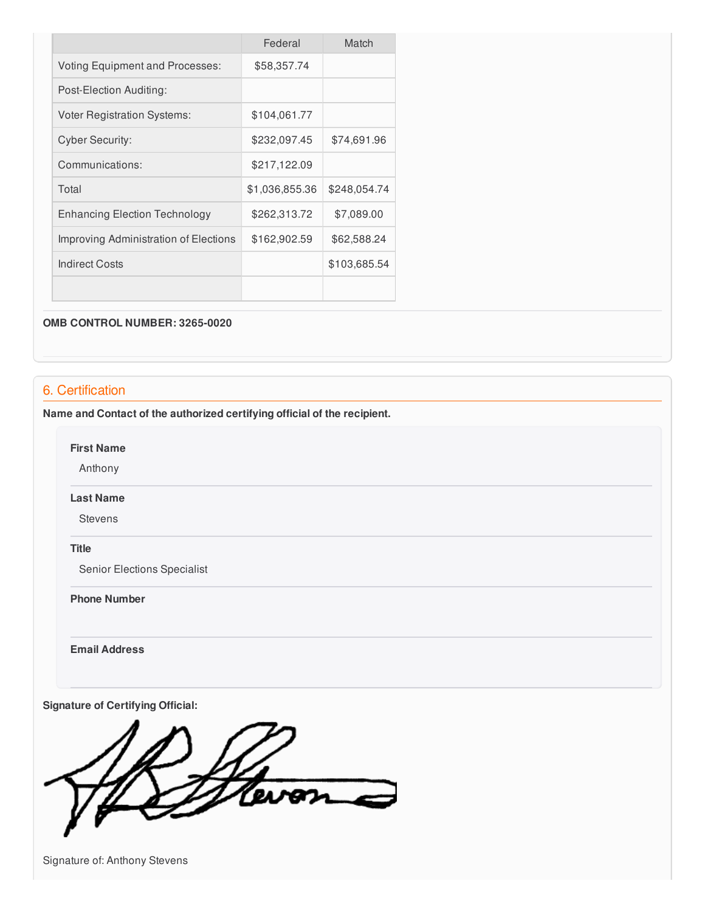| | Federal | Match |
|---|---|---|
| Voting Equipment and Processes: | $58,357.74 | |
| Post-Election Auditing: | | |
| Voter Registration Systems: | $104,061.77 | |
| Cyber Security: | $232,097.45 | $74,691.96 |
| Communications: | $217,122.09 | |
| Total | $1,036,855.36 | $248,054.74 |
| Enhancing Election Technology | $262,313.72 | $7,089.00 |
| Improving Administration of Elections | $162,902.59 | $62,588.24 |
| Indirect Costs | | $103,685.54 |
| | | |

**OMB CONTROL NUMBER: 3265-0020**

## 6. Certification

**Name and Contact of the authorized certifying official of the recipient.**

**First Name**

Anthony

**Last Name**

Stevens

**Title**

Senior Elections Specialist

**Phone Number**

**Email Address**

**Signature of Certifying Official:**

Signature of: Anthony Stevens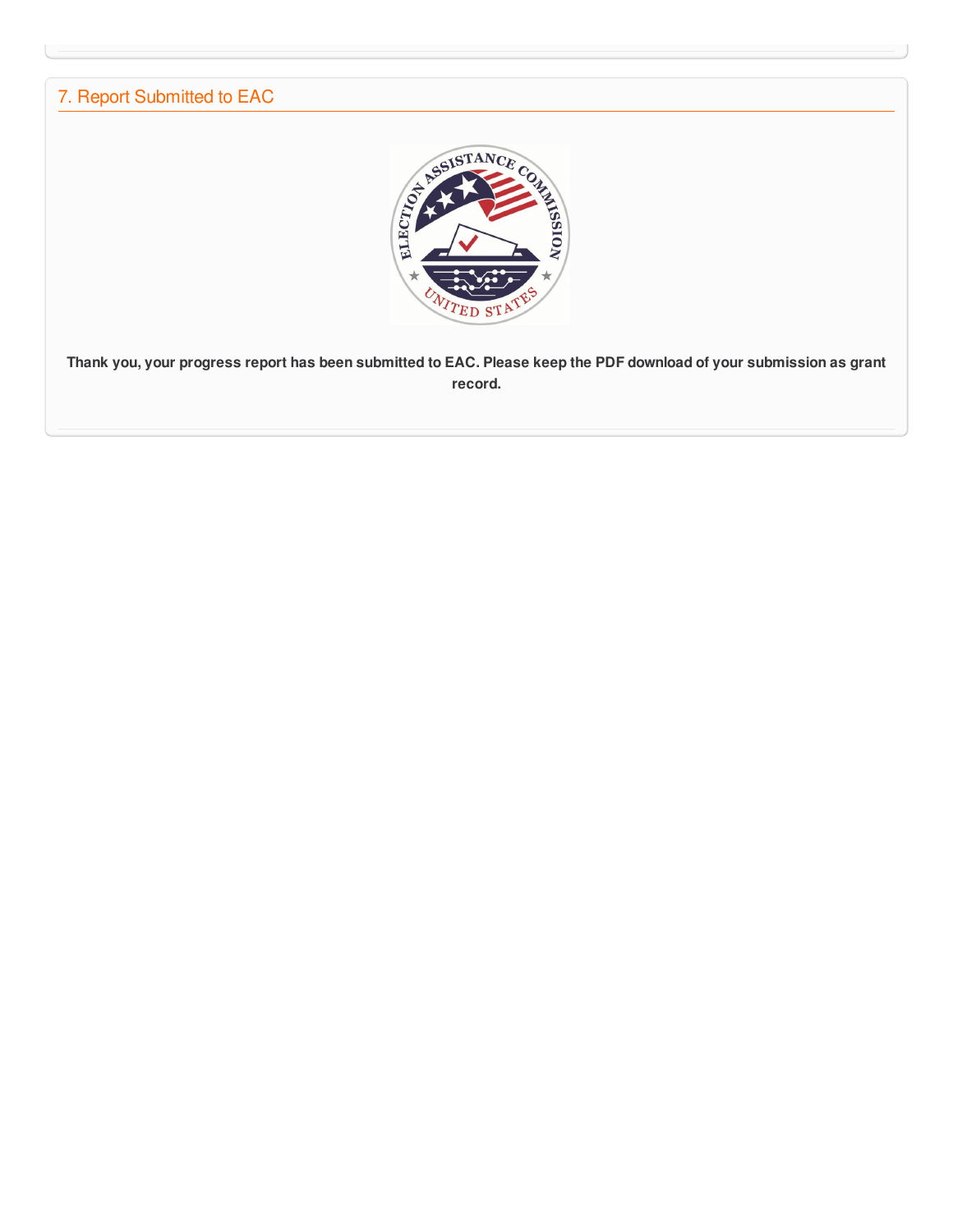## 7. Report Submitted to EAC

**Thank you, your progress report has been submitted to EAC. Please keep the PDF download of your submission as grant record.**